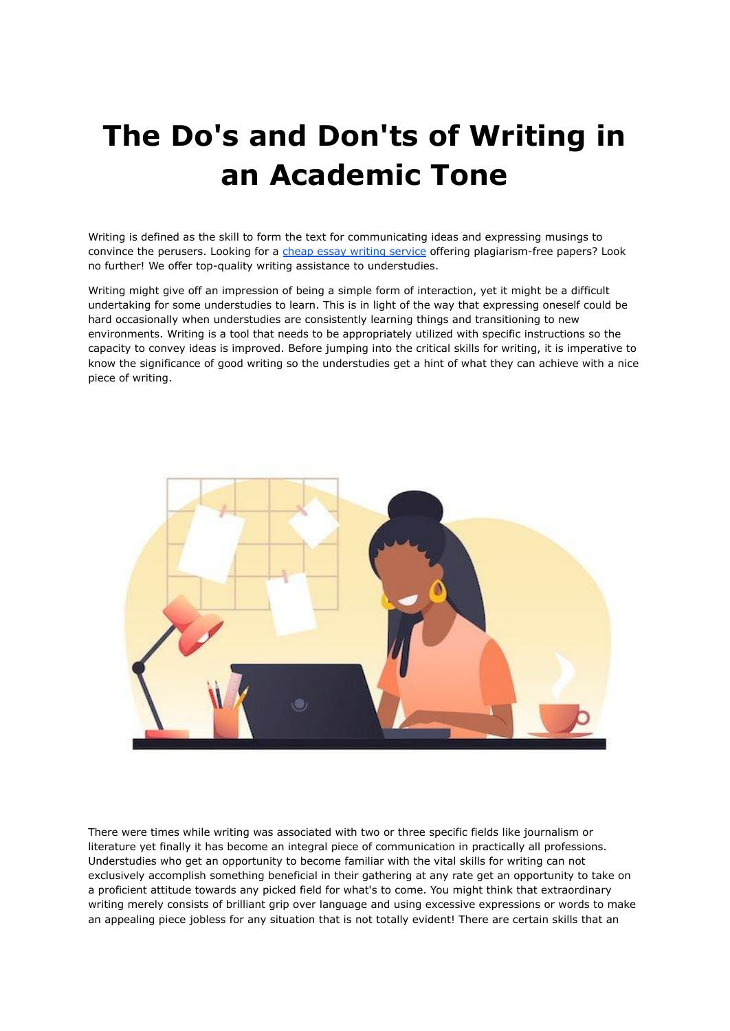# The Do's and Don'ts of Writing in an Academic Tone

Writing is defined as the skill to form the text for communicating ideas and expressing musings to convince the perusers. Looking for a [cheap essay writing service]() offering plagiarism-free papers? Look no further! We offer top-quality writing assistance to understudies.

Writing might give off an impression of being a simple form of interaction, yet it might be a difficult undertaking for some understudies to learn. This is in light of the way that expressing oneself could be hard occasionally when understudies are consistently learning things and transitioning to new environments. Writing is a tool that needs to be appropriately utilized with specific instructions so the capacity to convey ideas is improved. Before jumping into the critical skills for writing, it is imperative to know the significance of good writing so the understudies get a hint of what they can achieve with a nice piece of writing.

There were times while writing was associated with two or three specific fields like journalism or literature yet finally it has become an integral piece of communication in practically all professions. Understudies who get an opportunity to become familiar with the vital skills for writing can not exclusively accomplish something beneficial in their gathering at any rate get an opportunity to take on a proficient attitude towards any picked field for what's to come. You might think that extraordinary writing merely consists of brilliant grip over language and using excessive expressions or words to make an appealing piece jobless for any situation that is not totally evident! There are certain skills that an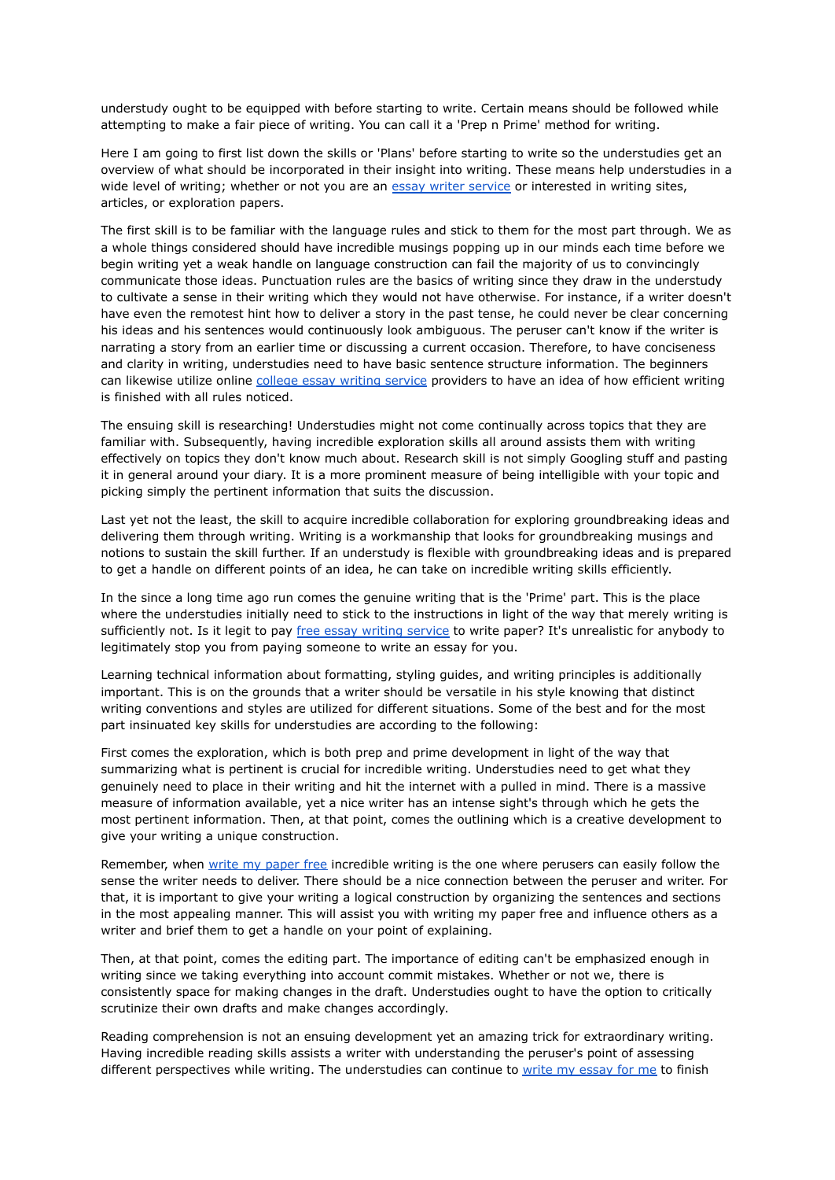understudy ought to be equipped with before starting to write. Certain means should be followed while attempting to make a fair piece of writing. You can call it a 'Prep n Prime' method for writing.

Here I am going to first list down the skills or 'Plans' before starting to write so the understudies get an overview of what should be incorporated in their insight into writing. These means help understudies in a wide level of writing; whether or not you are an [essay writer service]() or interested in writing sites, articles, or exploration papers.

The first skill is to be familiar with the language rules and stick to them for the most part through. We as a whole things considered should have incredible musings popping up in our minds each time before we begin writing yet a weak handle on language construction can fail the majority of us to convincingly communicate those ideas. Punctuation rules are the basics of writing since they draw in the understudy to cultivate a sense in their writing which they would not have otherwise. For instance, if a writer doesn't have even the remotest hint how to deliver a story in the past tense, he could never be clear concerning his ideas and his sentences would continuously look ambiguous. The peruser can't know if the writer is narrating a story from an earlier time or discussing a current occasion. Therefore, to have conciseness and clarity in writing, understudies need to have basic sentence structure information. The beginners can likewise utilize online [college essay writing service]() providers to have an idea of how efficient writing is finished with all rules noticed.

The ensuing skill is researching! Understudies might not come continually across topics that they are familiar with. Subsequently, having incredible exploration skills all around assists them with writing effectively on topics they don't know much about. Research skill is not simply Googling stuff and pasting it in general around your diary. It is a more prominent measure of being intelligible with your topic and picking simply the pertinent information that suits the discussion.

Last yet not the least, the skill to acquire incredible collaboration for exploring groundbreaking ideas and delivering them through writing. Writing is a workmanship that looks for groundbreaking musings and notions to sustain the skill further. If an understudy is flexible with groundbreaking ideas and is prepared to get a handle on different points of an idea, he can take on incredible writing skills efficiently.

In the since a long time ago run comes the genuine writing that is the 'Prime' part. This is the place where the understudies initially need to stick to the instructions in light of the way that merely writing is sufficiently not. Is it legit to pay [free essay writing service]() to write paper? It's unrealistic for anybody to legitimately stop you from paying someone to write an essay for you.

Learning technical information about formatting, styling guides, and writing principles is additionally important. This is on the grounds that a writer should be versatile in his style knowing that distinct writing conventions and styles are utilized for different situations. Some of the best and for the most part insinuated key skills for understudies are according to the following:

First comes the exploration, which is both prep and prime development in light of the way that summarizing what is pertinent is crucial for incredible writing. Understudies need to get what they genuinely need to place in their writing and hit the internet with a pulled in mind. There is a massive measure of information available, yet a nice writer has an intense sight's through which he gets the most pertinent information. Then, at that point, comes the outlining which is a creative development to give your writing a unique construction.

Remember, when [write my paper free]() incredible writing is the one where perusers can easily follow the sense the writer needs to deliver. There should be a nice connection between the peruser and writer. For that, it is important to give your writing a logical construction by organizing the sentences and sections in the most appealing manner. This will assist you with writing my paper free and influence others as a writer and brief them to get a handle on your point of explaining.

Then, at that point, comes the editing part. The importance of editing can't be emphasized enough in writing since we taking everything into account commit mistakes. Whether or not we, there is consistently space for making changes in the draft. Understudies ought to have the option to critically scrutinize their own drafts and make changes accordingly.

Reading comprehension is not an ensuing development yet an amazing trick for extraordinary writing. Having incredible reading skills assists a writer with understanding the peruser's point of assessing different perspectives while writing. The understudies can continue to [write my essay for me]() to finish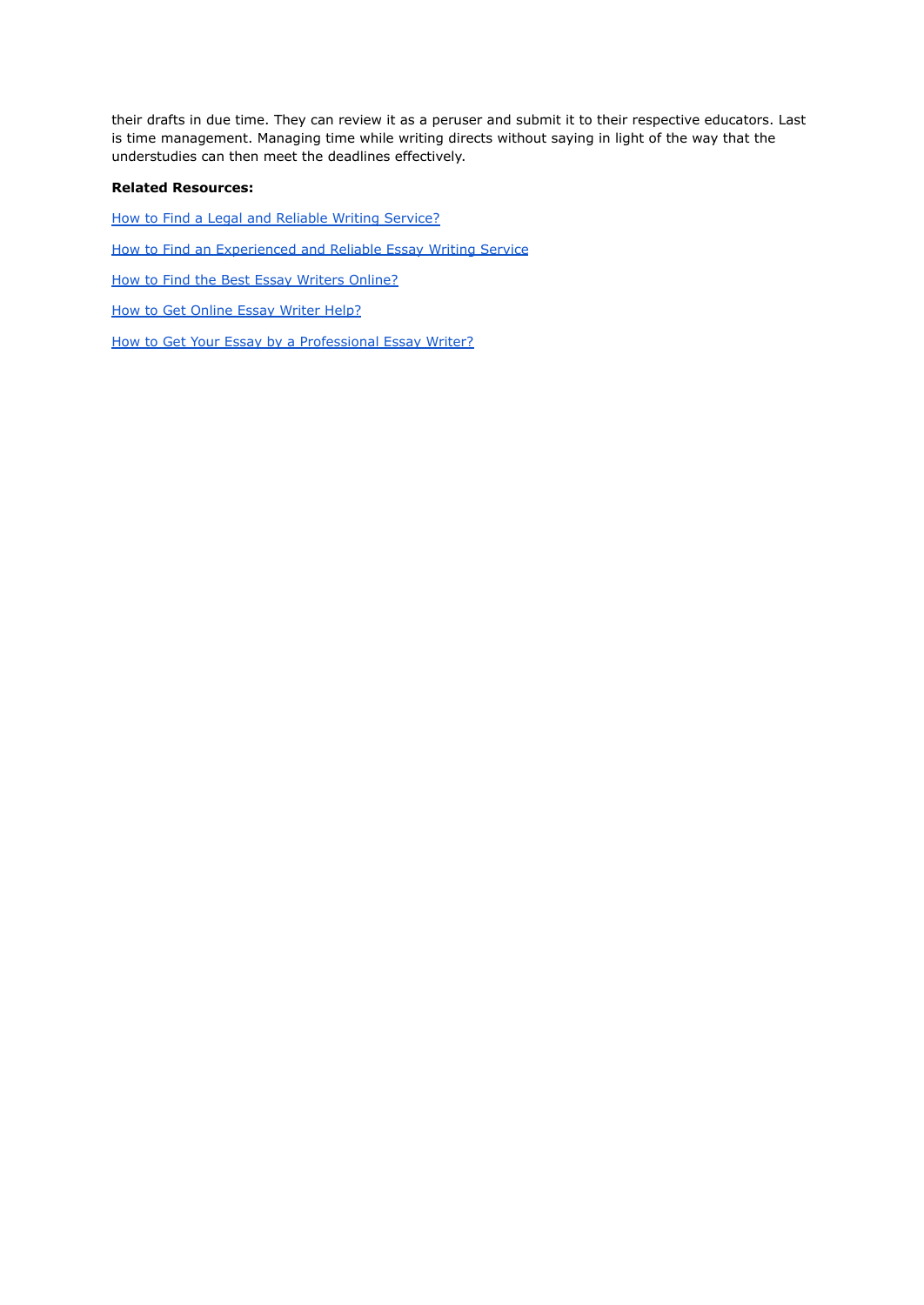their drafts in due time. They can review it as a peruser and submit it to their respective educators. Last is time management. Managing time while writing directs without saying in light of the way that the understudies can then meet the deadlines effectively.

**Related Resources:**

How to Find a Legal and Reliable Writing Service?

How to Find an Experienced and Reliable Essay Writing Service

How to Find the Best Essay Writers Online?

How to Get Online Essay Writer Help?

How to Get Your Essay by a Professional Essay Writer?